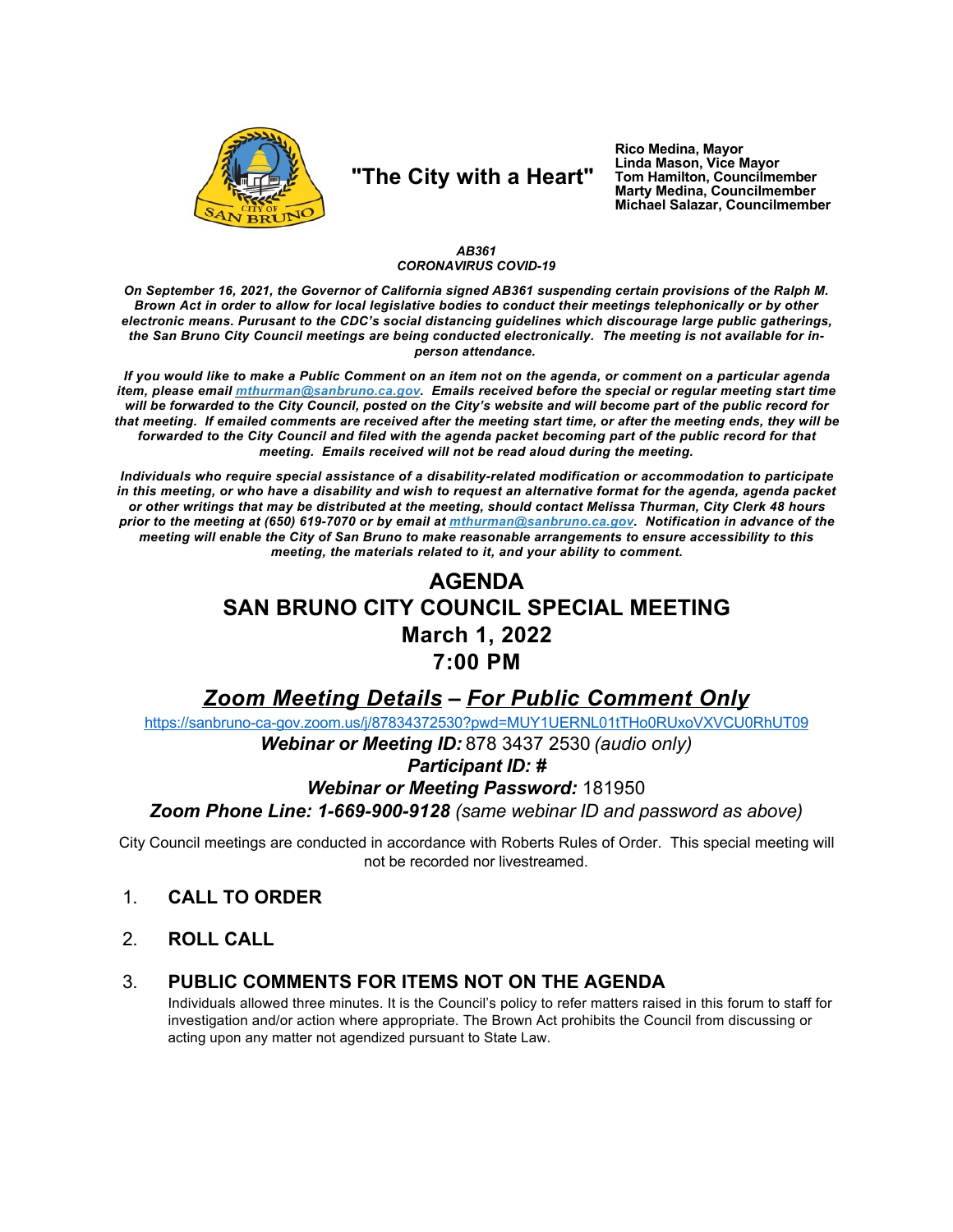**"The City with a Heart"**

**Rico Medina, Mayor**
**Linda Mason, Vice Mayor**
**Tom Hamilton, Councilmember**
**Marty Medina, Councilmember**
**Michael Salazar, Councilmember**

***AB361***
***CORONAVIRUS COVID-19***

***On September 16, 2021, the Governor of California signed AB361 suspending certain provisions of the Ralph M. Brown Act in order to allow for local legislative bodies to conduct their meetings telephonically or by other electronic means. Pursuant to the CDC's social distancing guidelines which discourage large public gatherings, the San Bruno City Council meetings are being conducted electronically. The meeting is not available for in-person attendance.***

***If you would like to make a Public Comment on an item not on the agenda, or comment on a particular agenda item, please email [mthurman@sanbruno.ca.gov](mailto:mthurman@sanbruno.ca.gov). Emails received before the special or regular meeting start time will be forwarded to the City Council, posted on the City's website and will become part of the public record for that meeting. If emailed comments are received after the meeting start time, or after the meeting ends, they will be forwarded to the City Council and filed with the agenda packet becoming part of the public record for that meeting. Emails received will not be read aloud during the meeting.***

***Individuals who require special assistance of a disability-related modification or accommodation to participate in this meeting, or who have a disability and wish to request an alternative format for the agenda, agenda packet or other writings that may be distributed at the meeting, should contact Melissa Thurman, City Clerk 48 hours prior to the meeting at (650) 619-7070 or by email at [mthurman@sanbruno.ca.gov](mailto:mthurman@sanbruno.ca.gov). Notification in advance of the meeting will enable the City of San Bruno to make reasonable arrangements to ensure accessibility to this meeting, the materials related to it, and your ability to comment.***

# AGENDA
# SAN BRUNO CITY COUNCIL SPECIAL MEETING
# March 1, 2022
# 7:00 PM

## ***Zoom Meeting Details – For Public Comment Only***

https://sanbruno-ca-gov.zoom.us/j/87834372530?pwd=MUY1UERNL01tTHo0RUxoVXVCU0RhUT09

***Webinar or Meeting ID:*** 878 3437 2530 *(audio only)*

***Participant ID: #***

***Webinar or Meeting Password:*** 181950

***Zoom Phone Line: 1-669-900-9128*** *(same webinar ID and password as above)*

City Council meetings are conducted in accordance with Roberts Rules of Order. This special meeting will not be recorded nor livestreamed.

1. **CALL TO ORDER**

2. **ROLL CALL**

3. **PUBLIC COMMENTS FOR ITEMS NOT ON THE AGENDA**
   Individuals allowed three minutes. It is the Council's policy to refer matters raised in this forum to staff for investigation and/or action where appropriate. The Brown Act prohibits the Council from discussing or acting upon any matter not agendized pursuant to State Law.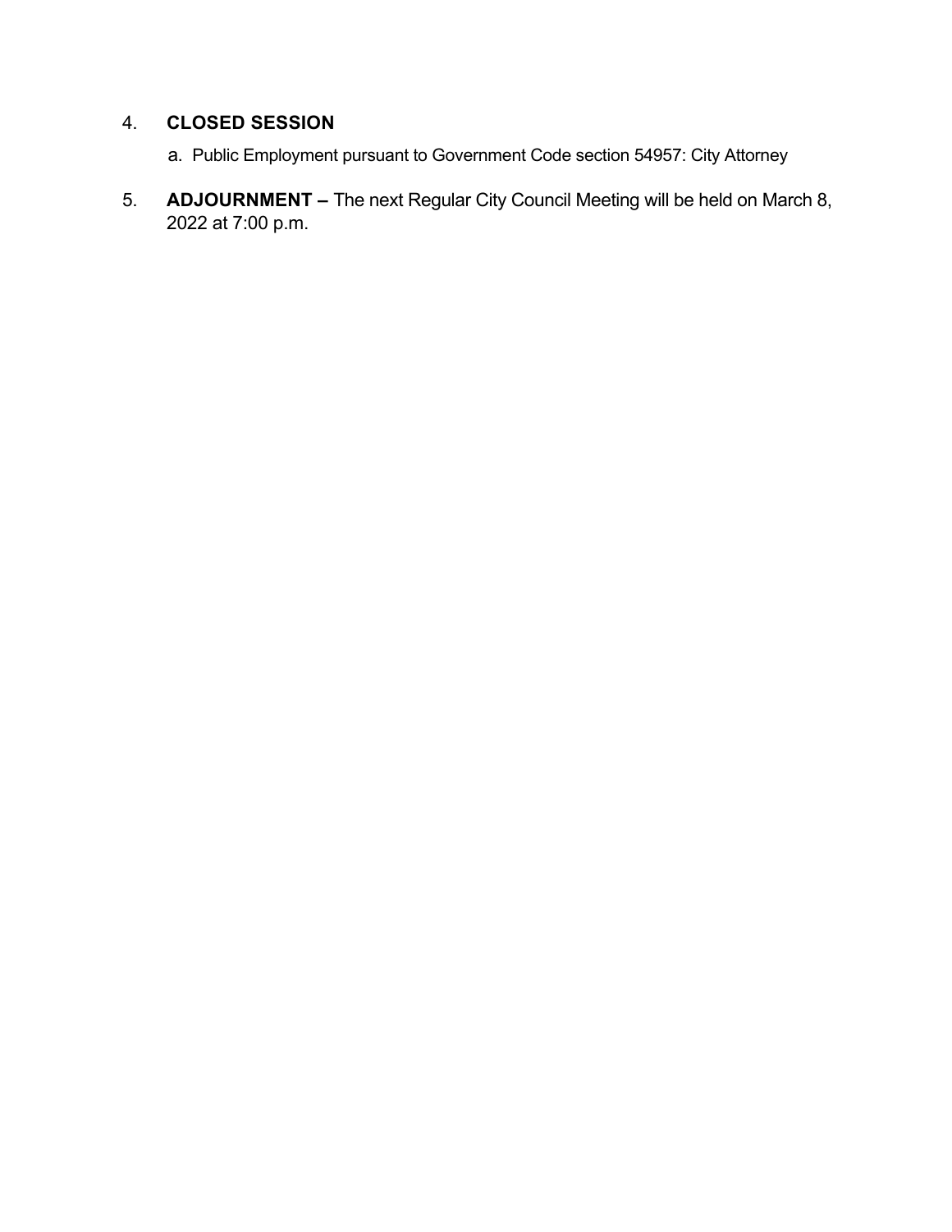4. **CLOSED SESSION**

   a. Public Employment pursuant to Government Code section 54957: City Attorney

5. **ADJOURNMENT –** The next Regular City Council Meeting will be held on March 8, 2022 at 7:00 p.m.